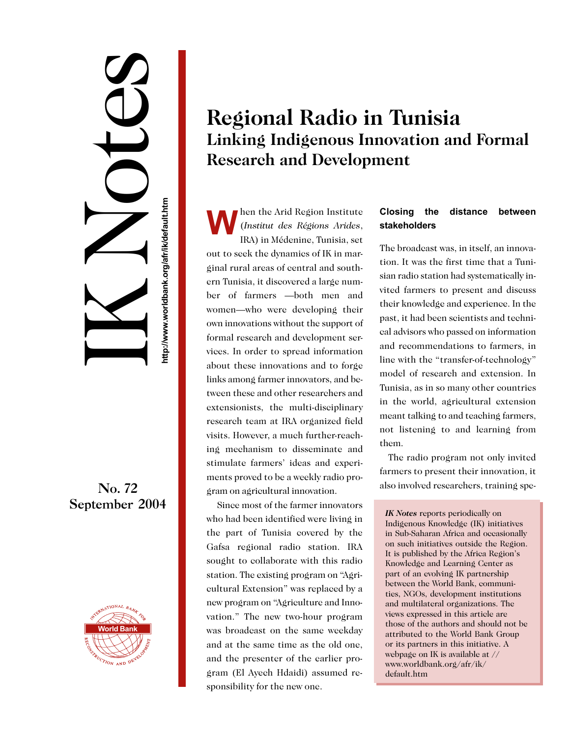# IK Notes

http://www.worldbank.org/afr/ik/default.htm

No. 72
September 2004

# Regional Radio in Tunisia

## Linking Indigenous Innovation and Formal Research and Development

When the Arid Region Institute (*Institut des Régions Arides*, IRA) in Médenine, Tunisia, set out to seek the dynamics of IK in marginal rural areas of central and southern Tunisia, it discovered a large number of farmers —both men and women—who were developing their own innovations without the support of formal research and development services. In order to spread information about these innovations and to forge links among farmer innovators, and between these and other researchers and extensionists, the multi-disciplinary research team at IRA organized field visits. However, a much further-reaching mechanism to disseminate and stimulate farmers' ideas and experiments proved to be a weekly radio program on agricultural innovation.

Since most of the farmer innovators who had been identified were living in the part of Tunisia covered by the Gafsa regional radio station. IRA sought to collaborate with this radio station. The existing program on "Agricultural Extension" was replaced by a new program on "Agriculture and Innovation." The new two-hour program was broadcast on the same weekday and at the same time as the old one, and the presenter of the earlier program (El Ayech Hdaidi) assumed responsibility for the new one.

### Closing the distance between stakeholders

The broadcast was, in itself, an innovation. It was the first time that a Tunisian radio station had systematically invited farmers to present and discuss their knowledge and experience. In the past, it had been scientists and technical advisors who passed on information and recommendations to farmers, in line with the "transfer-of-technology" model of research and extension. In Tunisia, as in so many other countries in the world, agricultural extension meant talking to and teaching farmers, not listening to and learning from them.

The radio program not only invited farmers to present their innovation, it also involved researchers, training spe-

*IK Notes* reports periodically on Indigenous Knowledge (IK) initiatives in Sub-Saharan Africa and occasionally on such initiatives outside the Region. It is published by the Africa Region's Knowledge and Learning Center as part of an evolving IK partnership between the World Bank, communities, NGOs, development institutions and multilateral organizations. The views expressed in this article are those of the authors and should not be attributed to the World Bank Group or its partners in this initiative. A webpage on IK is available at //www.worldbank.org/afr/ik/default.htm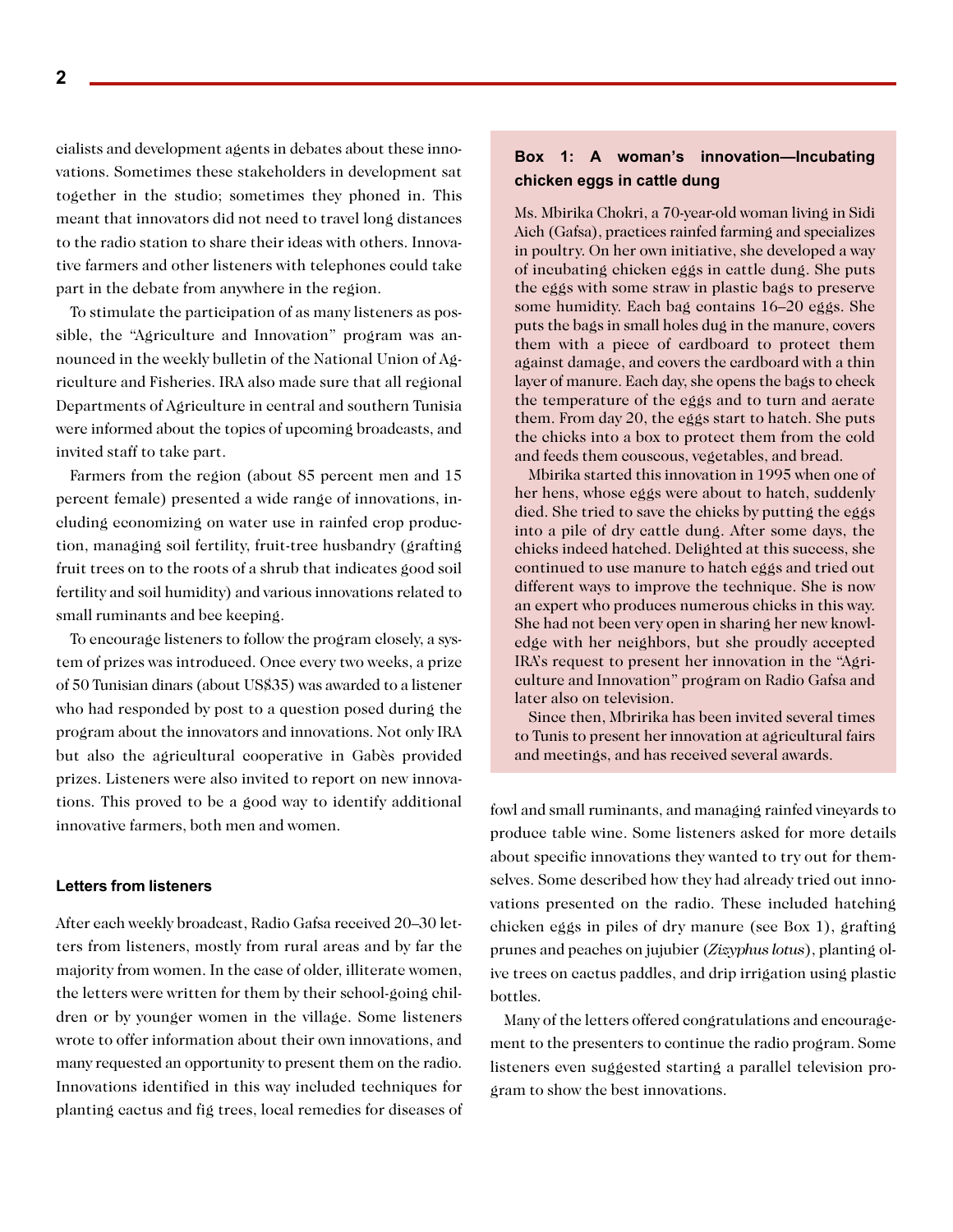cialists and development agents in debates about these innovations. Sometimes these stakeholders in development sat together in the studio; sometimes they phoned in. This meant that innovators did not need to travel long distances to the radio station to share their ideas with others. Innovative farmers and other listeners with telephones could take part in the debate from anywhere in the region.

To stimulate the participation of as many listeners as possible, the "Agriculture and Innovation" program was announced in the weekly bulletin of the National Union of Agriculture and Fisheries. IRA also made sure that all regional Departments of Agriculture in central and southern Tunisia were informed about the topics of upcoming broadcasts, and invited staff to take part.

Farmers from the region (about 85 percent men and 15 percent female) presented a wide range of innovations, including economizing on water use in rainfed crop production, managing soil fertility, fruit-tree husbandry (grafting fruit trees on to the roots of a shrub that indicates good soil fertility and soil humidity) and various innovations related to small ruminants and bee keeping.

To encourage listeners to follow the program closely, a system of prizes was introduced. Once every two weeks, a prize of 50 Tunisian dinars (about US$35) was awarded to a listener who had responded by post to a question posed during the program about the innovators and innovations. Not only IRA but also the agricultural cooperative in Gabès provided prizes. Listeners were also invited to report on new innovations. This proved to be a good way to identify additional innovative farmers, both men and women.

#### Letters from listeners

After each weekly broadcast, Radio Gafsa received 20–30 letters from listeners, mostly from rural areas and by far the majority from women. In the case of older, illiterate women, the letters were written for them by their school-going children or by younger women in the village. Some listeners wrote to offer information about their own innovations, and many requested an opportunity to present them on the radio. Innovations identified in this way included techniques for planting cactus and fig trees, local remedies for diseases of fowl and small ruminants, and managing rainfed vineyards to produce table wine. Some listeners asked for more details about specific innovations they wanted to try out for themselves. Some described how they had already tried out innovations presented on the radio. These included hatching chicken eggs in piles of dry manure (see Box 1), grafting prunes and peaches on jujubier (*Zizyphus lotus*), planting olive trees on cactus paddles, and drip irrigation using plastic bottles.

Many of the letters offered congratulations and encouragement to the presenters to continue the radio program. Some listeners even suggested starting a parallel television program to show the best innovations.

---

**Box 1: A woman's innovation—Incubating chicken eggs in cattle dung**

Ms. Mbirika Chokri, a 70-year-old woman living in Sidi Aich (Gafsa), practices rainfed farming and specializes in poultry. On her own initiative, she developed a way of incubating chicken eggs in cattle dung. She puts the eggs with some straw in plastic bags to preserve some humidity. Each bag contains 16–20 eggs. She puts the bags in small holes dug in the manure, covers them with a piece of cardboard to protect them against damage, and covers the cardboard with a thin layer of manure. Each day, she opens the bags to check the temperature of the eggs and to turn and aerate them. From day 20, the eggs start to hatch. She puts the chicks into a box to protect them from the cold and feeds them couscous, vegetables, and bread.

Mbirika started this innovation in 1995 when one of her hens, whose eggs were about to hatch, suddenly died. She tried to save the chicks by putting the eggs into a pile of dry cattle dung. After some days, the chicks indeed hatched. Delighted at this success, she continued to use manure to hatch eggs and tried out different ways to improve the technique. She is now an expert who produces numerous chicks in this way. She had not been very open in sharing her new knowledge with her neighbors, but she proudly accepted IRA's request to present her innovation in the "Agriculture and Innovation" program on Radio Gafsa and later also on television.

Since then, Mbririka has been invited several times to Tunis to present her innovation at agricultural fairs and meetings, and has received several awards.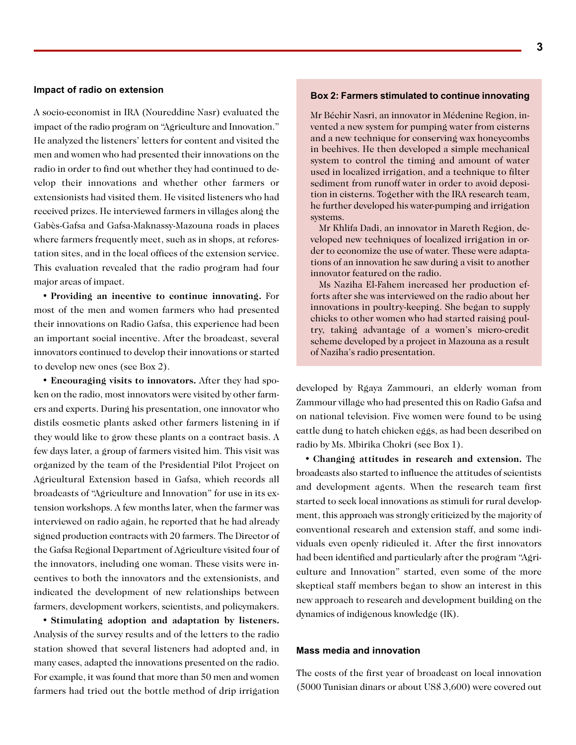### Impact of radio on extension

A socio-economist in IRA (Noureddine Nasr) evaluated the impact of the radio program on "Agriculture and Innovation." He analyzed the listeners' letters for content and visited the men and women who had presented their innovations on the radio in order to find out whether they had continued to develop their innovations and whether other farmers or extensionists had visited them. He visited listeners who had received prizes. He interviewed farmers in villages along the Gabès-Gafsa and Gafsa-Maknassy-Mazouna roads in places where farmers frequently meet, such as in shops, at reforestation sites, and in the local offices of the extension service. This evaluation revealed that the radio program had four major areas of impact.

- **Providing an incentive to continue innovating.** For most of the men and women farmers who had presented their innovations on Radio Gafsa, this experience had been an important social incentive. After the broadcast, several innovators continued to develop their innovations or started to develop new ones (see Box 2).

- **Encouraging visits to innovators.** After they had spoken on the radio, most innovators were visited by other farmers and experts. During his presentation, one innovator who distils cosmetic plants asked other farmers listening in if they would like to grow these plants on a contract basis. A few days later, a group of farmers visited him. This visit was organized by the team of the Presidential Pilot Project on Agricultural Extension based in Gafsa, which records all broadcasts of "Agriculture and Innovation" for use in its extension workshops. A few months later, when the farmer was interviewed on radio again, he reported that he had already signed production contracts with 20 farmers. The Director of the Gafsa Regional Department of Agriculture visited four of the innovators, including one woman. These visits were incentives to both the innovators and the extensionists, and indicated the development of new relationships between farmers, development workers, scientists, and policymakers.

- **Stimulating adoption and adaptation by listeners.** Analysis of the survey results and of the letters to the radio station showed that several listeners had adopted and, in many cases, adapted the innovations presented on the radio. For example, it was found that more than 50 men and women farmers had tried out the bottle method of drip irrigation developed by Rgaya Zammouri, an elderly woman from Zammour village who had presented this on Radio Gafsa and on national television. Five women were found to be using cattle dung to hatch chicken eggs, as had been described on radio by Ms. Mbirika Chokri (see Box 1).

- **Changing attitudes in research and extension.** The broadcasts also started to influence the attitudes of scientists and development agents. When the research team first started to seek local innovations as stimuli for rural development, this approach was strongly criticized by the majority of conventional research and extension staff, and some individuals even openly ridiculed it. After the first innovators had been identified and particularly after the program "Agriculture and Innovation" started, even some of the more skeptical staff members began to show an interest in this new approach to research and development building on the dynamics of indigenous knowledge (IK).

> **Box 2: Farmers stimulated to continue innovating**
>
> Mr Béchir Nasri, an innovator in Médenine Region, invented a new system for pumping water from cisterns and a new technique for conserving wax honeycombs in beehives. He then developed a simple mechanical system to control the timing and amount of water used in localized irrigation, and a technique to filter sediment from runoff water in order to avoid deposition in cisterns. Together with the IRA research team, he further developed his water-pumping and irrigation systems.
>
> Mr Khlifa Dadi, an innovator in Mareth Region, developed new techniques of localized irrigation in order to economize the use of water. These were adaptations of an innovation he saw during a visit to another innovator featured on the radio.
>
> Ms Naziha El-Fahem increased her production efforts after she was interviewed on the radio about her innovations in poultry-keeping. She began to supply chicks to other women who had started raising poultry, taking advantage of a women's micro-credit scheme developed by a project in Mazouna as a result of Naziha's radio presentation.

### Mass media and innovation

The costs of the first year of broadcast on local innovation (5000 Tunisian dinars or about US$ 3,600) were covered out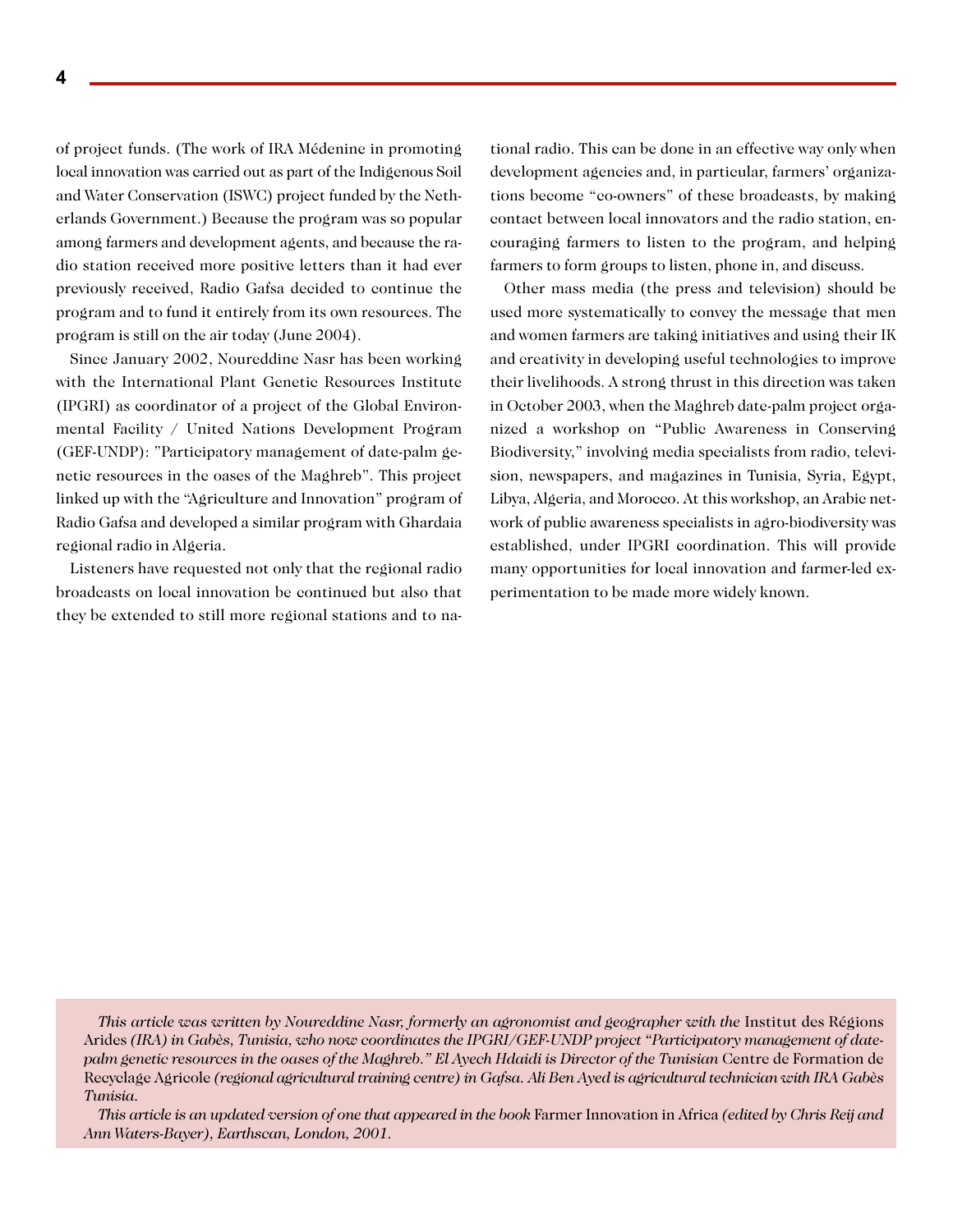of project funds. (The work of IRA Médenine in promoting local innovation was carried out as part of the Indigenous Soil and Water Conservation (ISWC) project funded by the Netherlands Government.) Because the program was so popular among farmers and development agents, and because the radio station received more positive letters than it had ever previously received, Radio Gafsa decided to continue the program and to fund it entirely from its own resources. The program is still on the air today (June 2004).

Since January 2002, Noureddine Nasr has been working with the International Plant Genetic Resources Institute (IPGRI) as coordinator of a project of the Global Environmental Facility / United Nations Development Program (GEF-UNDP): "Participatory management of date-palm genetic resources in the oases of the Maghreb". This project linked up with the "Agriculture and Innovation" program of Radio Gafsa and developed a similar program with Ghardaia regional radio in Algeria.

Listeners have requested not only that the regional radio broadcasts on local innovation be continued but also that they be extended to still more regional stations and to national radio. This can be done in an effective way only when development agencies and, in particular, farmers' organizations become "co-owners" of these broadcasts, by making contact between local innovators and the radio station, encouraging farmers to listen to the program, and helping farmers to form groups to listen, phone in, and discuss.

Other mass media (the press and television) should be used more systematically to convey the message that men and women farmers are taking initiatives and using their IK and creativity in developing useful technologies to improve their livelihoods. A strong thrust in this direction was taken in October 2003, when the Maghreb date-palm project organized a workshop on "Public Awareness in Conserving Biodiversity," involving media specialists from radio, television, newspapers, and magazines in Tunisia, Syria, Egypt, Libya, Algeria, and Morocco. At this workshop, an Arabic network of public awareness specialists in agro-biodiversity was established, under IPGRI coordination. This will provide many opportunities for local innovation and farmer-led experimentation to be made more widely known.

*This article was written by Noureddine Nasr, formerly an agronomist and geographer with the* Institut des Régions Arides *(IRA) in Gabès, Tunisia, who now coordinates the IPGRI/GEF-UNDP project "Participatory management of date-palm genetic resources in the oases of the Maghreb." El Ayech Hdaidi is Director of the Tunisian* Centre de Formation de Recyclage Agricole *(regional agricultural training centre) in Gafsa. Ali Ben Ayed is agricultural technician with IRA Gabès Tunisia.*

*This article is an updated version of one that appeared in the book* Farmer Innovation in Africa *(edited by Chris Reij and Ann Waters-Bayer), Earthscan, London, 2001.*